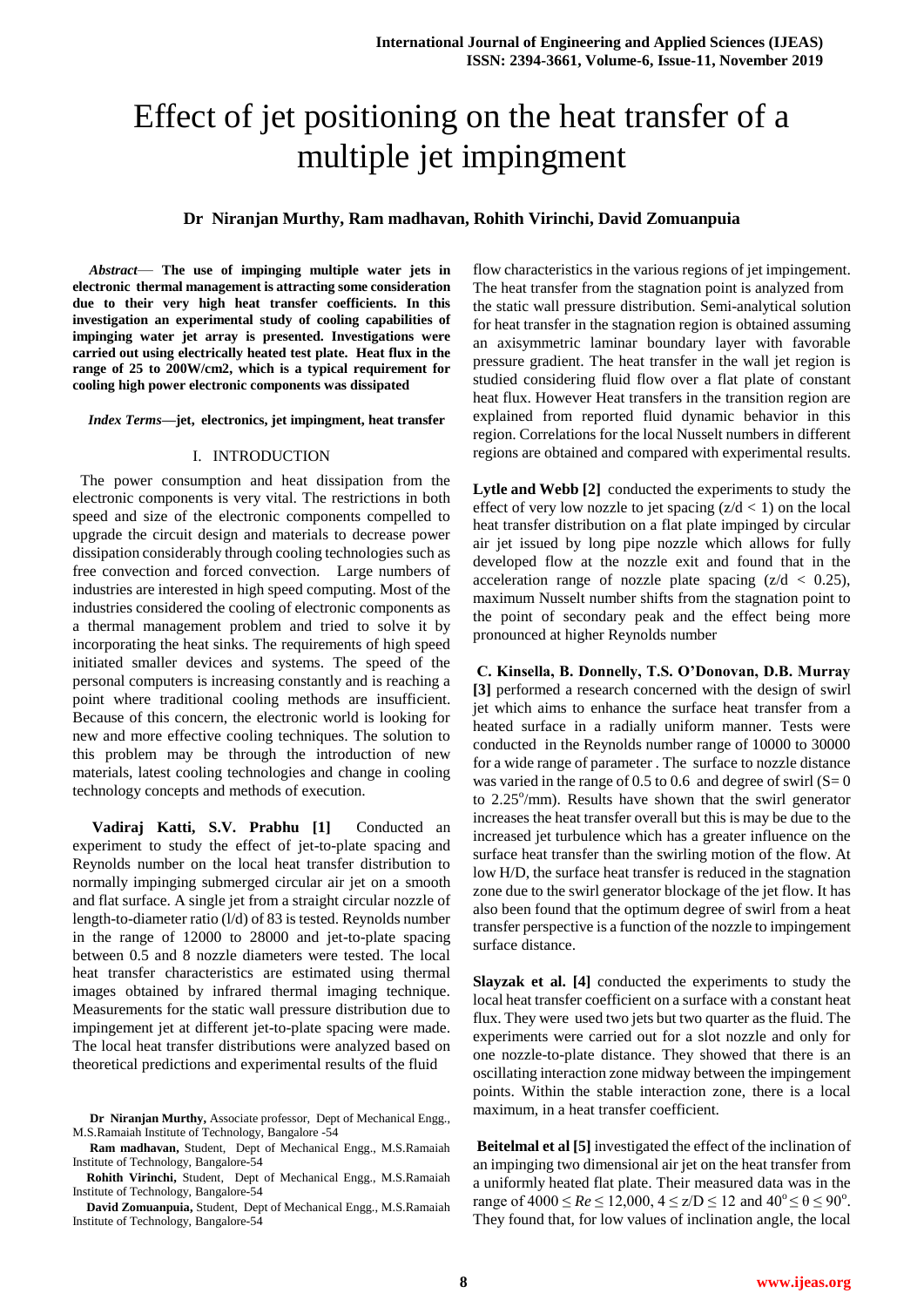# Effect of jet positioning on the heat transfer of a multiple jet impingment

**Dr Niranjan Murthy, Ram madhavan, Rohith Virinchi, David Zomuanpuia**

*Abstract*— **The use of impinging multiple water jets in electronic thermal management is attracting some consideration due to their very high heat transfer coefficients. In this investigation an experimental study of cooling capabilities of impinging water jet array is presented. Investigations were carried out using electrically heated test plate. Heat flux in the range of 25 to 200W/cm2, which is a typical requirement for cooling high power electronic components was dissipated**

*Index Terms*—**jet, electronics, jet impingment, heat transfer**

## I. INTRODUCTION

The power consumption and heat dissipation from the electronic components is very vital. The restrictions in both speed and size of the electronic components compelled to upgrade the circuit design and materials to decrease power dissipation considerably through cooling technologies such as free convection and forced convection. Large numbers of industries are interested in high speed computing. Most of the industries considered the cooling of electronic components as a thermal management problem and tried to solve it by incorporating the heat sinks. The requirements of high speed initiated smaller devices and systems. The speed of the personal computers is increasing constantly and is reaching a point where traditional cooling methods are insufficient. Because of this concern, the electronic world is looking for new and more effective cooling techniques. The solution to this problem may be through the introduction of new materials, latest cooling technologies and change in cooling technology concepts and methods of execution.

**Vadiraj Katti, S.V. Prabhu [1]** Conducted an experiment to study the effect of jet-to-plate spacing and Reynolds number on the local heat transfer distribution to normally impinging submerged circular air jet on a smooth and flat surface. A single jet from a straight circular nozzle of length-to-diameter ratio (l/d) of 83 is tested. Reynolds number in the range of 12000 to 28000 and jet-to-plate spacing between 0.5 and 8 nozzle diameters were tested. The local heat transfer characteristics are estimated using thermal images obtained by infrared thermal imaging technique. Measurements for the static wall pressure distribution due to impingement jet at different jet-to-plate spacing were made. The local heat transfer distributions were analyzed based on theoretical predictions and experimental results of the fluid flow characteristics in the various regions of jet impingement. The heat transfer from the stagnation point is analyzed from the static wall pressure distribution. Semi-analytical solution for heat transfer in the stagnation region is obtained assuming an axisymmetric laminar boundary layer with favorable pressure gradient. The heat transfer in the wall jet region is studied considering fluid flow over a flat plate of constant heat flux. However Heat transfers in the transition region are explained from reported fluid dynamic behavior in this region. Correlations for the local Nusselt numbers in different regions are obtained and compared with experimental results.

**Lytle and Webb [2]** conducted the experiments to study the effect of very low nozzle to jet spacing ($z/d < 1$) on the local heat transfer distribution on a flat plate impinged by circular air jet issued by long pipe nozzle which allows for fully developed flow at the nozzle exit and found that in the acceleration range of nozzle plate spacing ($z/d < 0.25$), maximum Nusselt number shifts from the stagnation point to the point of secondary peak and the effect being more pronounced at higher Reynolds number

**C. Kinsella, B. Donnelly, T.S. O'Donovan, D.B. Murray [3]** performed a research concerned with the design of swirl jet which aims to enhance the surface heat transfer from a heated surface in a radially uniform manner. Tests were conducted in the Reynolds number range of 10000 to 30000 for a wide range of parameter . The surface to nozzle distance was varied in the range of 0.5 to 0.6 and degree of swirl (S= 0 to $2.25^o$/mm). Results have shown that the swirl generator increases the heat transfer overall but this is may be due to the increased jet turbulence which has a greater influence on the surface heat transfer than the swirling motion of the flow. At low H/D, the surface heat transfer is reduced in the stagnation zone due to the swirl generator blockage of the jet flow. It has also been found that the optimum degree of swirl from a heat transfer perspective is a function of the nozzle to impingement surface distance.

**Slayzak et al. [4]** conducted the experiments to study the local heat transfer coefficient on a surface with a constant heat flux. They were used two jets but two quarter as the fluid. The experiments were carried out for a slot nozzle and only for one nozzle-to-plate distance. They showed that there is an oscillating interaction zone midway between the impingement points. Within the stable interaction zone, there is a local maximum, in a heat transfer coefficient.

**Beitelmal et al [5]** investigated the effect of the inclination of an impinging two dimensional air jet on the heat transfer from a uniformly heated flat plate. Their measured data was in the range of $4000 \leq Re \leq 12{,}000$, $4 \leq z/D \leq 12$ and $40^o \leq \theta \leq 90^o$. They found that, for low values of inclination angle, the local

**Dr Niranjan Murthy,** Associate professor, Dept of Mechanical Engg., M.S.Ramaiah Institute of Technology, Bangalore -54

**Ram madhavan,** Student, Dept of Mechanical Engg., M.S.Ramaiah Institute of Technology, Bangalore-54

**Rohith Virinchi,** Student, Dept of Mechanical Engg., M.S.Ramaiah Institute of Technology, Bangalore-54

**David Zomuanpuia,** Student, Dept of Mechanical Engg., M.S.Ramaiah Institute of Technology, Bangalore-54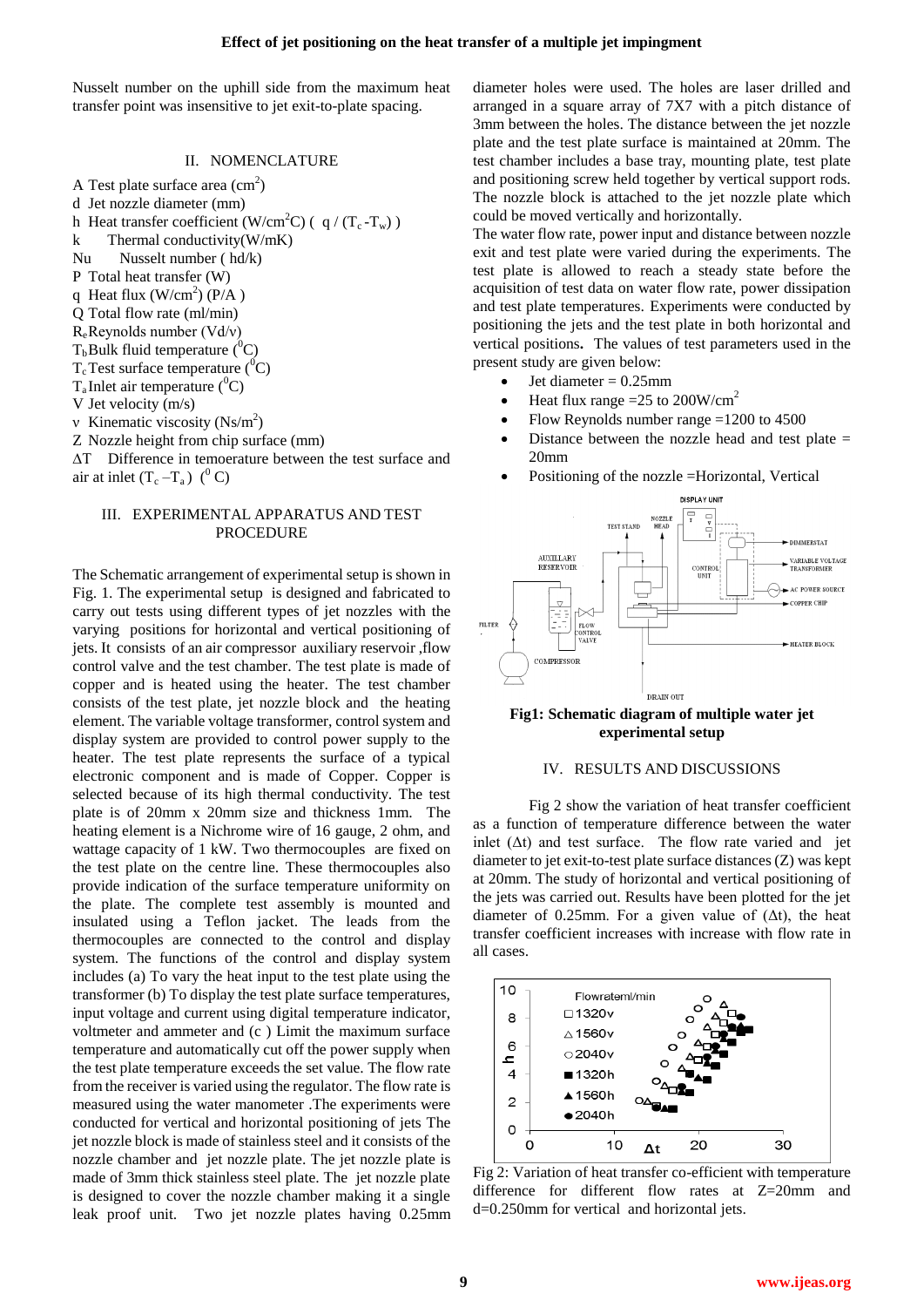Nusselt number on the uphill side from the maximum heat transfer point was insensitive to jet exit-to-plate spacing.

## II. NOMENCLATURE

A Test plate surface area ($cm^2$)
d Jet nozzle diameter (mm)
h Heat transfer coefficient ($W/cm^2C$) ( $q / (T_c - T_w)$ )
k Thermal conductivity(W/mK)
Nu Nusselt number ( hd/k)
P Total heat transfer (W)
q Heat flux ($W/cm^2$) (P/A )
Q Total flow rate (ml/min)
$R_e$ Reynolds number (Vd/v)
$T_b$ Bulk fluid temperature ($^0C$)
$T_c$ Test surface temperature ($^0C$)
$T_a$ Inlet air temperature ($^0C$)
V Jet velocity (m/s)
v Kinematic viscosity ($Ns/m^2$)
Z Nozzle height from chip surface (mm)
ΔT Difference in temoerature between the test surface and air at inlet ($T_c - T_a$) ($^0$ C)

## III. EXPERIMENTAL APPARATUS AND TEST PROCEDURE

The Schematic arrangement of experimental setup is shown in Fig. 1. The experimental setup is designed and fabricated to carry out tests using different types of jet nozzles with the varying positions for horizontal and vertical positioning of jets. It consists of an air compressor auxiliary reservoir ,flow control valve and the test chamber. The test plate is made of copper and is heated using the heater. The test chamber consists of the test plate, jet nozzle block and the heating element. The variable voltage transformer, control system and display system are provided to control power supply to the heater. The test plate represents the surface of a typical electronic component and is made of Copper. Copper is selected because of its high thermal conductivity. The test plate is of 20mm x 20mm size and thickness 1mm. The heating element is a Nichrome wire of 16 gauge, 2 ohm, and wattage capacity of 1 kW. Two thermocouples are fixed on the test plate on the centre line. These thermocouples also provide indication of the surface temperature uniformity on the plate. The complete test assembly is mounted and insulated using a Teflon jacket. The leads from the thermocouples are connected to the control and display system. The functions of the control and display system includes (a) To vary the heat input to the test plate using the transformer (b) To display the test plate surface temperatures, input voltage and current using digital temperature indicator, voltmeter and ammeter and (c ) Limit the maximum surface temperature and automatically cut off the power supply when the test plate temperature exceeds the set value. The flow rate from the receiver is varied using the regulator. The flow rate is measured using the water manometer .The experiments were conducted for vertical and horizontal positioning of jets The jet nozzle block is made of stainless steel and it consists of the nozzle chamber and jet nozzle plate. The jet nozzle plate is made of 3mm thick stainless steel plate. The jet nozzle plate is designed to cover the nozzle chamber making it a single leak proof unit. Two jet nozzle plates having 0.25mm diameter holes were used. The holes are laser drilled and arranged in a square array of 7X7 with a pitch distance of 3mm between the holes. The distance between the jet nozzle plate and the test plate surface is maintained at 20mm. The test chamber includes a base tray, mounting plate, test plate and positioning screw held together by vertical support rods. The nozzle block is attached to the jet nozzle plate which could be moved vertically and horizontally.

The water flow rate, power input and distance between nozzle exit and test plate were varied during the experiments. The test plate is allowed to reach a steady state before the acquisition of test data on water flow rate, power dissipation and test plate temperatures. Experiments were conducted by positioning the jets and the test plate in both horizontal and vertical positions**.** The values of test parameters used in the present study are given below:

- Jet diameter = 0.25mm
- Heat flux range =25 to 200W/$cm^2$
- Flow Reynolds number range =1200 to 4500
- Distance between the nozzle head and test plate = 20mm
- Positioning of the nozzle =Horizontal, Vertical

**Fig1: Schematic diagram of multiple water jet experimental setup**

## IV. RESULTS AND DISCUSSIONS

Fig 2 show the variation of heat transfer coefficient as a function of temperature difference between the water inlet (Δt) and test surface. The flow rate varied and jet diameter to jet exit-to-test plate surface distances (Z) was kept at 20mm. The study of horizontal and vertical positioning of the jets was carried out. Results have been plotted for the jet diameter of 0.25mm. For a given value of (Δt), the heat transfer coefficient increases with increase with flow rate in all cases.

Fig 2: Variation of heat transfer co-efficient with temperature difference for different flow rates at Z=20mm and d=0.250mm for vertical and horizontal jets.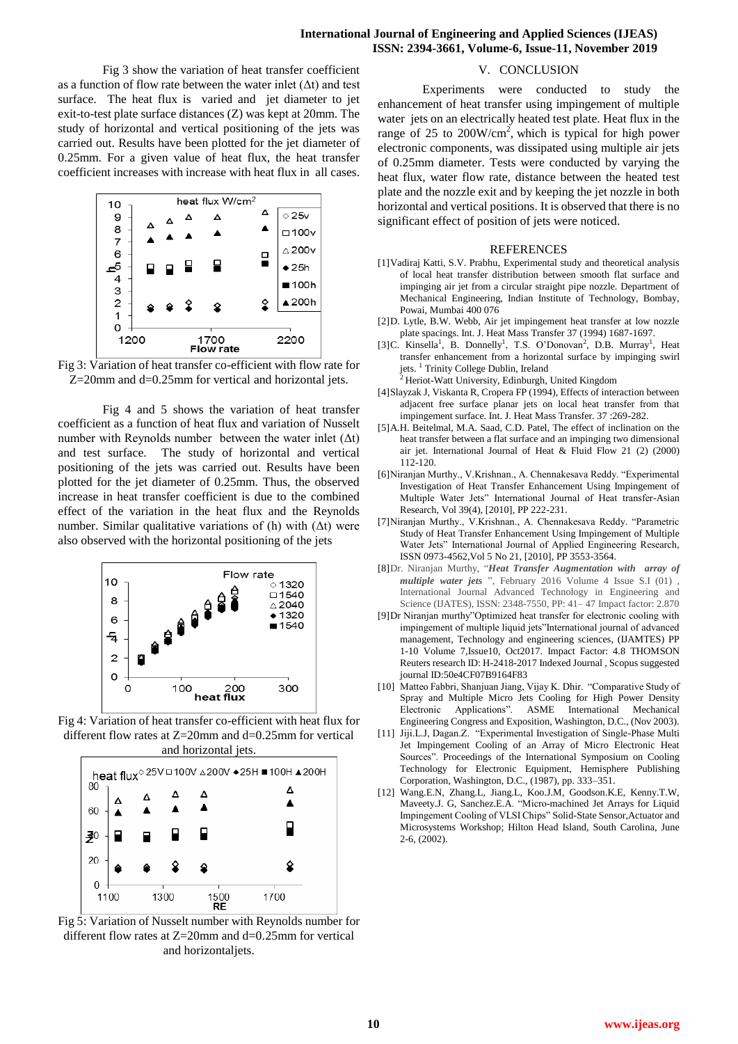Fig 3 show the variation of heat transfer coefficient as a function of flow rate between the water inlet (Δt) and test surface. The heat flux is varied and jet diameter to jet exit-to-test plate surface distances (Z) was kept at 20mm. The study of horizontal and vertical positioning of the jets was carried out. Results have been plotted for the jet diameter of 0.25mm. For a given value of heat flux, the heat transfer coefficient increases with increase with heat flux in all cases.

heat flux W/cm2
◇25v
□100v
△200v
◆25h
■100h
▲200h
h
10
9
8
7
6
5
4
3
2
1
0
1200
1700
2200
Flow rate

Fig 3: Variation of heat transfer co-efficient with flow rate for Z=20mm and d=0.25mm for vertical and horizontal jets.

Fig 4 and 5 shows the variation of heat transfer coefficient as a function of heat flux and variation of Nusselt number with Reynolds number between the water inlet (Δt) and test surface. The study of horizontal and vertical positioning of the jets was carried out. Results have been plotted for the jet diameter of 0.25mm. Thus, the observed increase in heat transfer coefficient is due to the combined effect of the variation in the heat flux and the Reynolds number. Similar qualitative variations of (h) with (Δt) were also observed with the horizontal positioning of the jets

Flow rate
◇1320
□1540
△2040
◆1320
■1540
h
10
8
6
4
2
0
0
100
200
300
heat flux

Fig 4: Variation of heat transfer co-efficient with heat flux for different flow rates at Z=20mm and d=0.25mm for vertical and horizontal jets.

heat flux ◇25V □100V △200V ◆25H ■100H ▲200H
Nu
80
60
40
20
0
1100
1300
1500
1700
RE

Fig 5: Variation of Nusselt number with Reynolds number for different flow rates at Z=20mm and d=0.25mm for vertical and horizontaljets.

## V. CONCLUSION

Experiments were conducted to study the enhancement of heat transfer using impingement of multiple water jets on an electrically heated test plate. Heat flux in the range of 25 to 200W/cm$^2$, which is typical for high power electronic components, was dissipated using multiple air jets of 0.25mm diameter. Tests were conducted by varying the heat flux, water flow rate, distance between the heated test plate and the nozzle exit and by keeping the jet nozzle in both horizontal and vertical positions. It is observed that there is no significant effect of position of jets were noticed.

## REFERENCES

[1]Vadiraj Katti, S.V. Prabhu, Experimental study and theoretical analysis of local heat transfer distribution between smooth flat surface and impinging air jet from a circular straight pipe nozzle. Department of Mechanical Engineering, Indian Institute of Technology, Bombay, Powai, Mumbai 400 076

[2]D. Lytle, B.W. Webb, Air jet impingement heat transfer at low nozzle plate spacings. Int. J. Heat Mass Transfer 37 (1994) 1687-1697.

[3]C. Kinsella[1], B. Donnelly[1], T.S. O'Donovan[2], D.B. Murray[1], Heat transfer enhancement from a horizontal surface by impinging swirl jets. [1] Trinity College Dublin, Ireland
[2] Heriot-Watt University, Edinburgh, United Kingdom

[4]Slayzak J, Viskanta R, Cropera FP (1994), Effects of interaction between adjacent free surface planar jets on local heat transfer from that impingement surface. Int. J. Heat Mass Transfer. 37 :269-282.

[5]A.H. Beitelmal, M.A. Saad, C.D. Patel, The effect of inclination on the heat transfer between a flat surface and an impinging two dimensional air jet. International Journal of Heat & Fluid Flow 21 (2) (2000) 112-120.

[6]Niranjan Murthy., V.Krishnan., A. Chennakesava Reddy. "Experimental Investigation of Heat Transfer Enhancement Using Impingement of Multiple Water Jets" International Journal of Heat transfer-Asian Research, Vol 39(4), [2010], PP 222-231.

[7]Niranjan Murthy., V.Krishnan., A. Chennakesava Reddy. "Parametric Study of Heat Transfer Enhancement Using Impingement of Multiple Water Jets" International Journal of Applied Engineering Research, ISSN 0973-4562,Vol 5 No 21, [2010], PP 3553-3564.

[8]Dr. Niranjan Murthy, "***Heat Transfer Augmentation with array of multiple water jets*** ", February 2016 Volume 4 Issue S.I (01) , International Journal Advanced Technology in Engineering and Science (IJATES), ISSN: 2348-7550, PP: 41– 47 Impact factor: 2.870

[9]Dr Niranjan murthy"Optimized heat transfer for electronic cooling with impingement of multiple liquid jets"International journal of advanced management, Technology and engineering sciences, (IJAMTES) PP 1-10 Volume 7,Issue10, Oct2017. Impact Factor: 4.8 THOMSON Reuters research ID: H-2418-2017 Indexed Journal , Scopus suggested journal ID:50e4CF07B9164F83

[10] Matteo Fabbri, Shanjuan Jiang, Vijay K. Dhir. "Comparative Study of Spray and Multiple Micro Jets Cooling for High Power Density Electronic Applications". ASME International Mechanical Engineering Congress and Exposition, Washington, D.C., (Nov 2003).

[11] Jiji.L.J, Dagan.Z. "Experimental Investigation of Single-Phase Multi Jet Impingement Cooling of an Array of Micro Electronic Heat Sources". Proceedings of the International Symposium on Cooling Technology for Electronic Equipment, Hemisphere Publishing Corporation, Washington, D.C., (1987), pp. 333–351.

[12] Wang.E.N, Zhang.L, Jiang.L, Koo.J.M, Goodson.K.E, Kenny.T.W, Maveety.J. G, Sanchez.E.A. "Micro-machined Jet Arrays for Liquid Impingement Cooling of VLSI Chips" Solid-State Sensor,Actuator and Microsystems Workshop; Hilton Head Island, South Carolina, June 2-6, (2002).